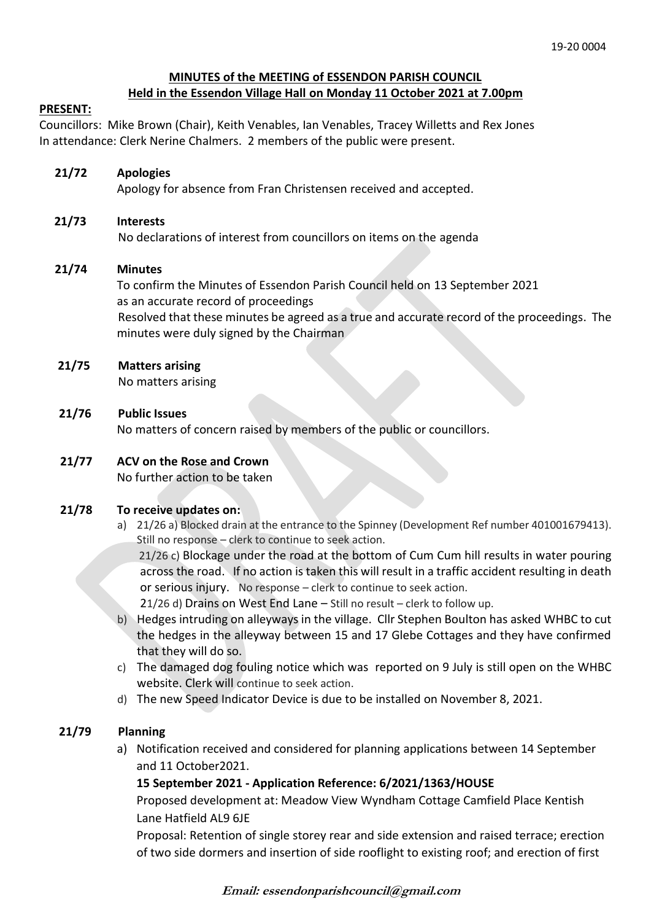19-20 0004

**MINUTES of the MEETING of ESSENDON PARISH COUNCIL**
**Held in the Essendon Village Hall on Monday 11 October 2021 at 7.00pm**

**PRESENT:**

Councillors: Mike Brown (Chair), Keith Venables, Ian Venables, Tracey Willetts and Rex Jones
In attendance: Clerk Nerine Chalmers. 2 members of the public were present.

**21/72 Apologies**

Apology for absence from Fran Christensen received and accepted.

**21/73 Interests**

No declarations of interest from councillors on items on the agenda

**21/74 Minutes**

To confirm the Minutes of Essendon Parish Council held on 13 September 2021 as an accurate record of proceedings
Resolved that these minutes be agreed as a true and accurate record of the proceedings. The minutes were duly signed by the Chairman

**21/75 Matters arising**

No matters arising

**21/76 Public Issues**

No matters of concern raised by members of the public or councillors.

**21/77 ACV on the Rose and Crown**

No further action to be taken

**21/78 To receive updates on:**

a) 21/26 a) Blocked drain at the entrance to the Spinney (Development Ref number 401001679413). Still no response – clerk to continue to seek action.
   21/26 c) Blockage under the road at the bottom of Cum Cum hill results in water pouring across the road. If no action is taken this will result in a traffic accident resulting in death or serious injury. No response – clerk to continue to seek action.
   21/26 d) Drains on West End Lane – Still no result – clerk to follow up.
b) Hedges intruding on alleyways in the village. Cllr Stephen Boulton has asked WHBC to cut the hedges in the alleyway between 15 and 17 Glebe Cottages and they have confirmed that they will do so.
c) The damaged dog fouling notice which was reported on 9 July is still open on the WHBC website. Clerk will continue to seek action.
d) The new Speed Indicator Device is due to be installed on November 8, 2021.

**21/79 Planning**

a) Notification received and considered for planning applications between 14 September and 11 October2021.

**15 September 2021 - Application Reference: 6/2021/1363/HOUSE**

Proposed development at: Meadow View Wyndham Cottage Camfield Place Kentish Lane Hatfield AL9 6JE

Proposal: Retention of single storey rear and side extension and raised terrace; erection of two side dormers and insertion of side rooflight to existing roof; and erection of first

***Email: essendonparishcouncil@gmail.com***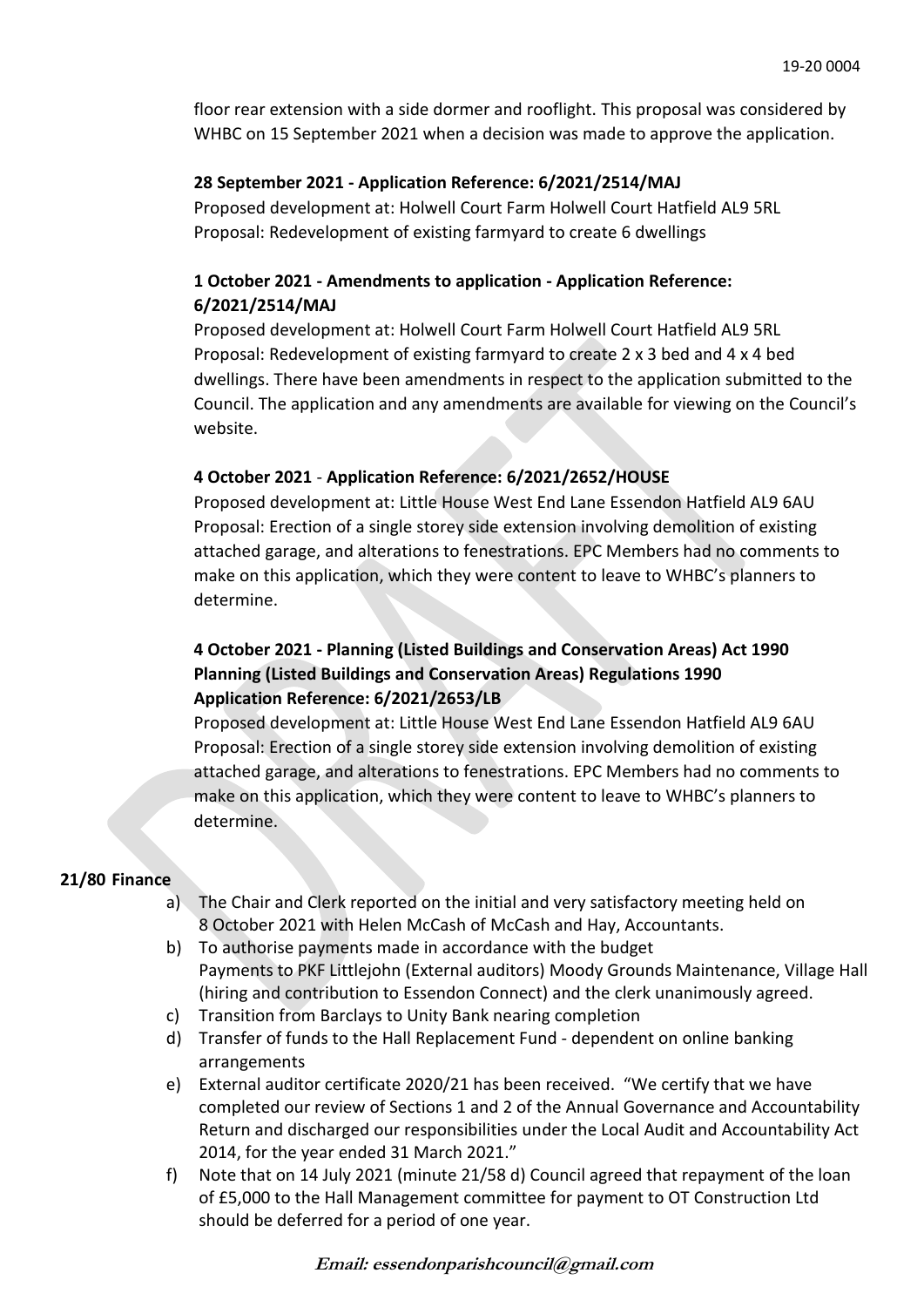floor rear extension with a side dormer and rooflight. This proposal was considered by WHBC on 15 September 2021 when a decision was made to approve the application.

**28 September 2021 - Application Reference: 6/2021/2514/MAJ**

Proposed development at: Holwell Court Farm Holwell Court Hatfield AL9 5RL
Proposal: Redevelopment of existing farmyard to create 6 dwellings

**1 October 2021 - Amendments to application - Application Reference: 6/2021/2514/MAJ**

Proposed development at: Holwell Court Farm Holwell Court Hatfield AL9 5RL
Proposal: Redevelopment of existing farmyard to create 2 x 3 bed and 4 x 4 bed dwellings. There have been amendments in respect to the application submitted to the Council. The application and any amendments are available for viewing on the Council's website.

**4 October 2021 - Application Reference: 6/2021/2652/HOUSE**

Proposed development at: Little House West End Lane Essendon Hatfield AL9 6AU
Proposal: Erection of a single storey side extension involving demolition of existing attached garage, and alterations to fenestrations. EPC Members had no comments to make on this application, which they were content to leave to WHBC's planners to determine.

**4 October 2021 - Planning (Listed Buildings and Conservation Areas) Act 1990 Planning (Listed Buildings and Conservation Areas) Regulations 1990 Application Reference: 6/2021/2653/LB**

Proposed development at: Little House West End Lane Essendon Hatfield AL9 6AU
Proposal: Erection of a single storey side extension involving demolition of existing attached garage, and alterations to fenestrations. EPC Members had no comments to make on this application, which they were content to leave to WHBC's planners to determine.

**21/80 Finance**

a) The Chair and Clerk reported on the initial and very satisfactory meeting held on 8 October 2021 with Helen McCash of McCash and Hay, Accountants.
b) To authorise payments made in accordance with the budget
Payments to PKF Littlejohn (External auditors) Moody Grounds Maintenance, Village Hall (hiring and contribution to Essendon Connect) and the clerk unanimously agreed.
c) Transition from Barclays to Unity Bank nearing completion
d) Transfer of funds to the Hall Replacement Fund - dependent on online banking arrangements
e) External auditor certificate 2020/21 has been received. "We certify that we have completed our review of Sections 1 and 2 of the Annual Governance and Accountability Return and discharged our responsibilities under the Local Audit and Accountability Act 2014, for the year ended 31 March 2021."
f) Note that on 14 July 2021 (minute 21/58 d) Council agreed that repayment of the loan of £5,000 to the Hall Management committee for payment to OT Construction Ltd should be deferred for a period of one year.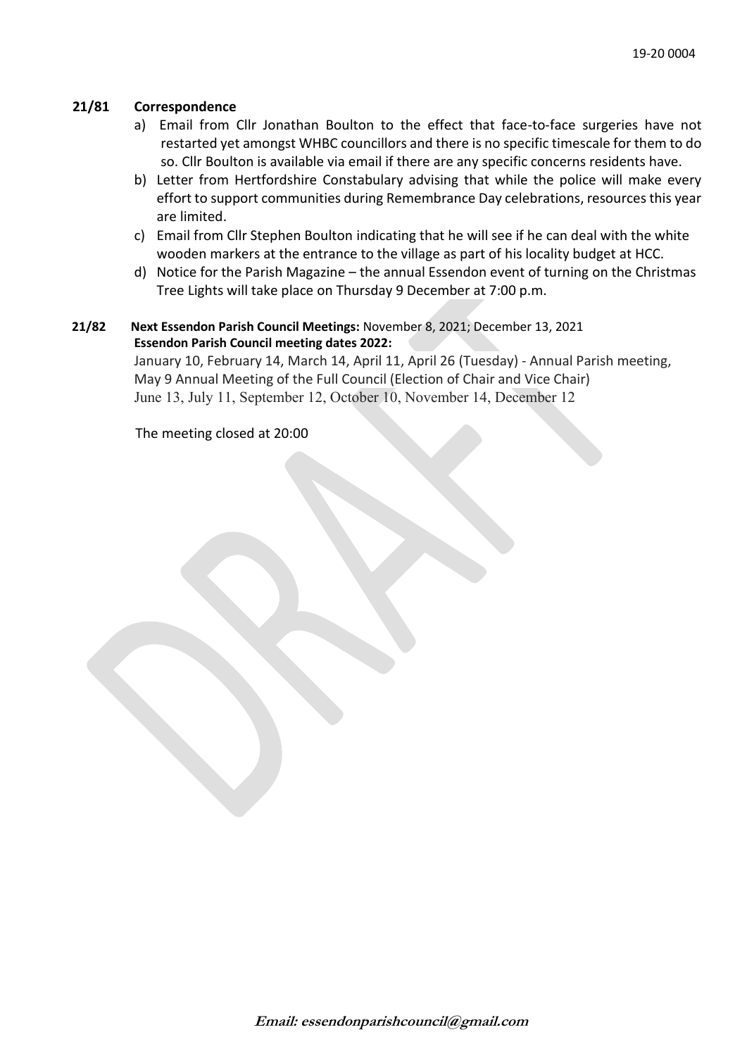**21/81 Correspondence**

a) Email from Cllr Jonathan Boulton to the effect that face-to-face surgeries have not restarted yet amongst WHBC councillors and there is no specific timescale for them to do so. Cllr Boulton is available via email if there are any specific concerns residents have.

b) Letter from Hertfordshire Constabulary advising that while the police will make every effort to support communities during Remembrance Day celebrations, resources this year are limited.

c) Email from Cllr Stephen Boulton indicating that he will see if he can deal with the white wooden markers at the entrance to the village as part of his locality budget at HCC.

d) Notice for the Parish Magazine – the annual Essendon event of turning on the Christmas Tree Lights will take place on Thursday 9 December at 7:00 p.m.

**21/82 Next Essendon Parish Council Meetings:** November 8, 2021; December 13, 2021

**Essendon Parish Council meeting dates 2022:**

January 10, February 14, March 14, April 11, April 26 (Tuesday) - Annual Parish meeting, May 9 Annual Meeting of the Full Council (Election of Chair and Vice Chair)
June 13, July 11, September 12, October 10, November 14, December 12

The meeting closed at 20:00